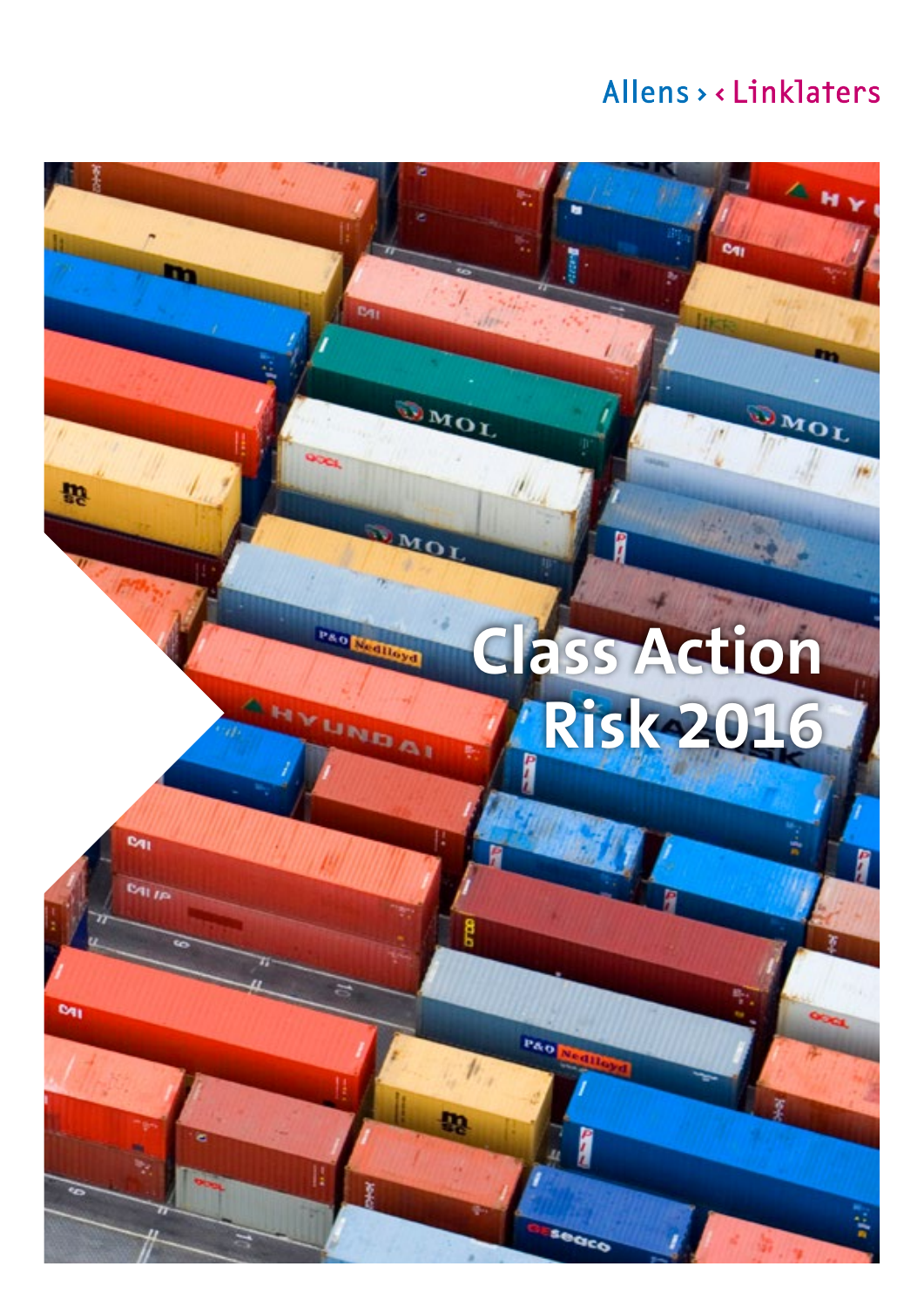Allens > < Linklaters

# Class Action Risk 2016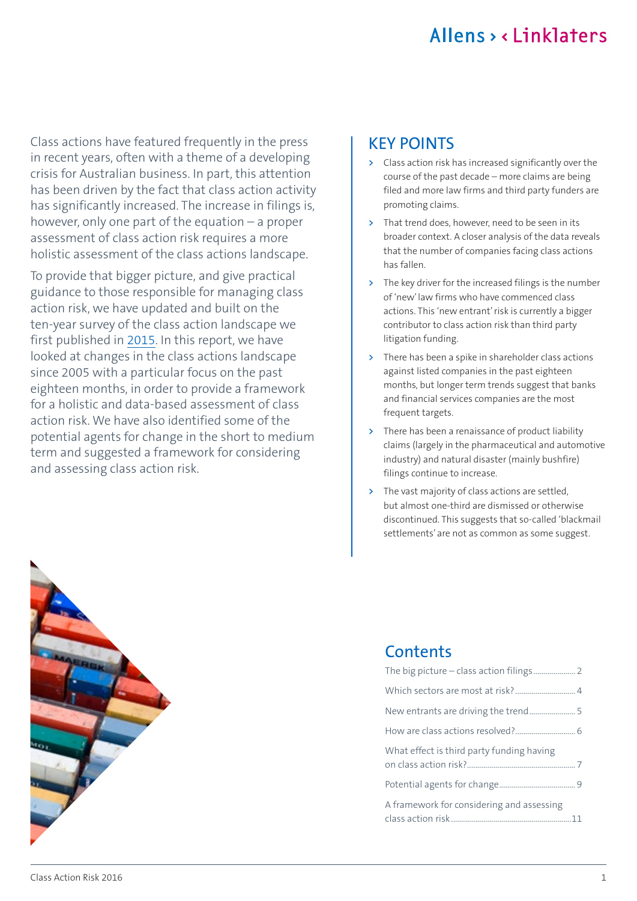Class actions have featured frequently in the press in recent years, often with a theme of a developing crisis for Australian business. In part, this attention has been driven by the fact that class action activity has significantly increased. The increase in filings is, however, only one part of the equation – a proper assessment of class action risk requires a more holistic assessment of the class actions landscape.

To provide that bigger picture, and give practical guidance to those responsible for managing class action risk, we have updated and built on the ten-year survey of the class action landscape we first published in 2015. In this report, we have looked at changes in the class actions landscape since 2005 with a particular focus on the past eighteen months, in order to provide a framework for a holistic and data-based assessment of class action risk. We have also identified some of the potential agents for change in the short to medium term and suggested a framework for considering and assessing class action risk.

## KEY POINTS

- Class action risk has increased significantly over the course of the past decade – more claims are being filed and more law firms and third party funders are promoting claims.
- That trend does, however, need to be seen in its broader context. A closer analysis of the data reveals that the number of companies facing class actions has fallen.
- The key driver for the increased filings is the number of 'new' law firms who have commenced class actions. This 'new entrant' risk is currently a bigger contributor to class action risk than third party litigation funding.
- There has been a spike in shareholder class actions against listed companies in the past eighteen months, but longer term trends suggest that banks and financial services companies are the most frequent targets.
- There has been a renaissance of product liability claims (largely in the pharmaceutical and automotive industry) and natural disaster (mainly bushfire) filings continue to increase.
- The vast majority of class actions are settled, but almost one-third are dismissed or otherwise discontinued. This suggests that so-called 'blackmail settlements' are not as common as some suggest.

## Contents

- The big picture – class action filings ..... 2
- Which sectors are most at risk? ..... 4
- New entrants are driving the trend ..... 5
- How are class actions resolved? ..... 6
- What effect is third party funding having on class action risk? ..... 7
- Potential agents for change ..... 9
- A framework for considering and assessing class action risk ..... 11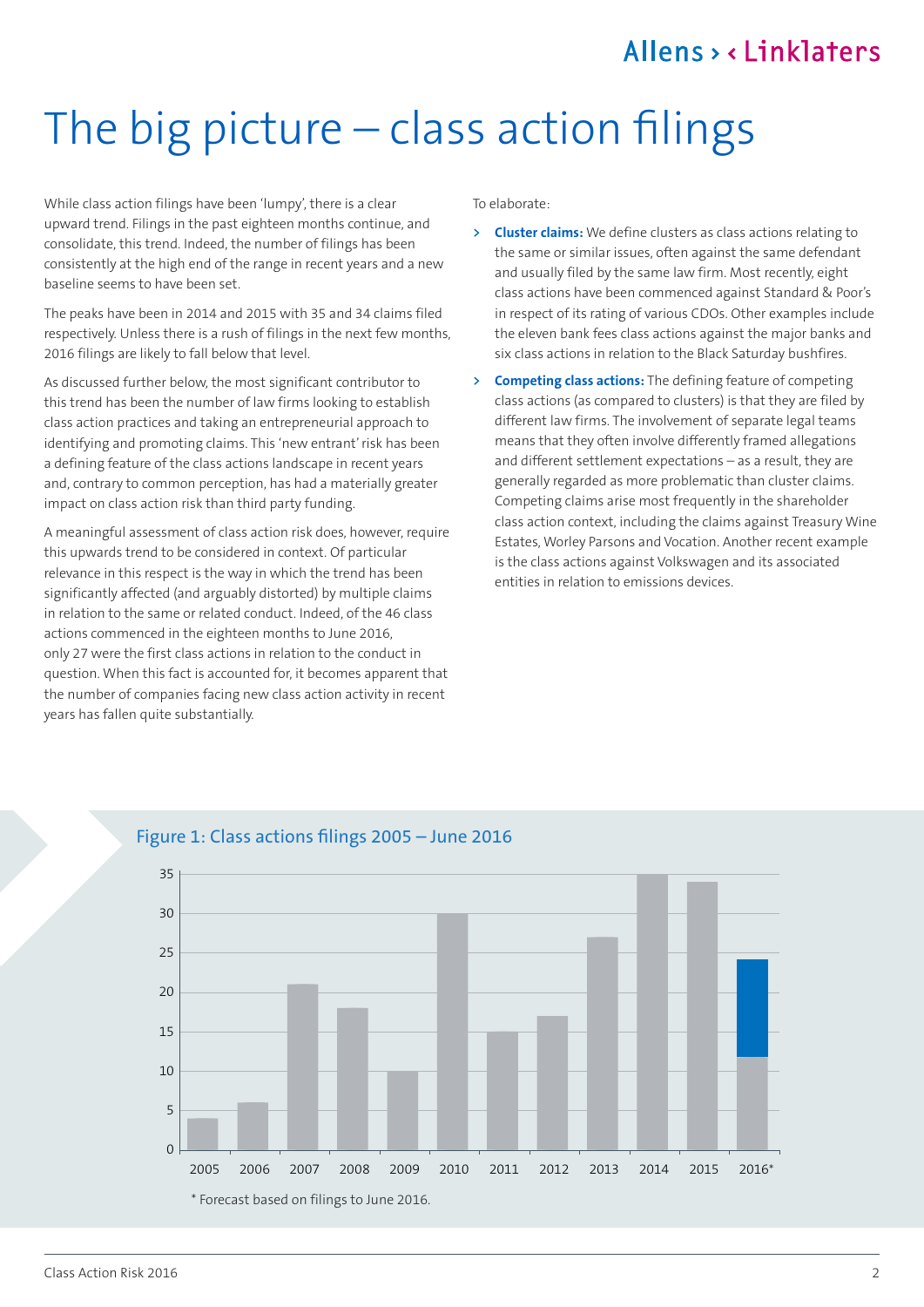# The big picture – class action filings

While class action filings have been 'lumpy', there is a clear upward trend. Filings in the past eighteen months continue, and consolidate, this trend. Indeed, the number of filings has been consistently at the high end of the range in recent years and a new baseline seems to have been set.

The peaks have been in 2014 and 2015 with 35 and 34 claims filed respectively. Unless there is a rush of filings in the next few months, 2016 filings are likely to fall below that level.

As discussed further below, the most significant contributor to this trend has been the number of law firms looking to establish class action practices and taking an entrepreneurial approach to identifying and promoting claims. This 'new entrant' risk has been a defining feature of the class actions landscape in recent years and, contrary to common perception, has had a materially greater impact on class action risk than third party funding.

A meaningful assessment of class action risk does, however, require this upwards trend to be considered in context. Of particular relevance in this respect is the way in which the trend has been significantly affected (and arguably distorted) by multiple claims in relation to the same or related conduct. Indeed, of the 46 class actions commenced in the eighteen months to June 2016, only 27 were the first class actions in relation to the conduct in question. When this fact is accounted for, it becomes apparent that the number of companies facing new class action activity in recent years has fallen quite substantially.

To elaborate:

- **Cluster claims:** We define clusters as class actions relating to the same or similar issues, often against the same defendant and usually filed by the same law firm. Most recently, eight class actions have been commenced against Standard & Poor's in respect of its rating of various CDOs. Other examples include the eleven bank fees class actions against the major banks and six class actions in relation to the Black Saturday bushfires.
- **Competing class actions:** The defining feature of competing class actions (as compared to clusters) is that they are filed by different law firms. The involvement of separate legal teams means that they often involve differently framed allegations and different settlement expectations – as a result, they are generally regarded as more problematic than cluster claims. Competing claims arise most frequently in the shareholder class action context, including the claims against Treasury Wine Estates, Worley Parsons and Vocation. Another recent example is the class actions against Volkswagen and its associated entities in relation to emissions devices.

**Figure 1: Class actions filings 2005 – June 2016**

| Year | Filings |
|---|---|
| 2005 | 4 |
| 2006 | 6 |
| 2007 | 21 |
| 2008 | 18 |
| 2009 | 10 |
| 2010 | 30 |
| 2011 | 15 |
| 2012 | 17 |
| 2013 | 27 |
| 2014 | 35 |
| 2015 | 34 |
| 2016* | 24 |

\* Forecast based on filings to June 2016.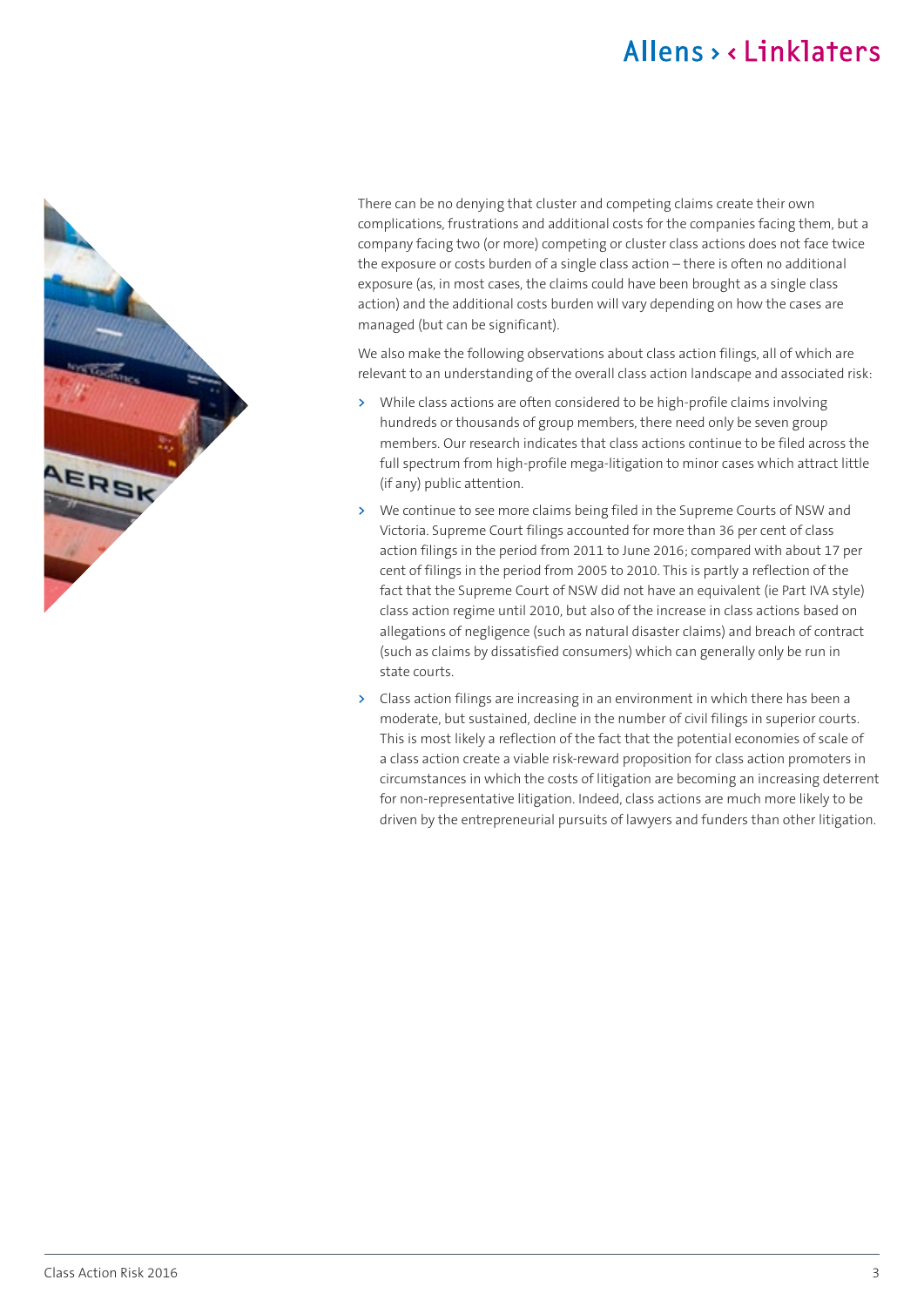There can be no denying that cluster and competing claims create their own complications, frustrations and additional costs for the companies facing them, but a company facing two (or more) competing or cluster class actions does not face twice the exposure or costs burden of a single class action – there is often no additional exposure (as, in most cases, the claims could have been brought as a single class action) and the additional costs burden will vary depending on how the cases are managed (but can be significant).

We also make the following observations about class action filings, all of which are relevant to an understanding of the overall class action landscape and associated risk:

- While class actions are often considered to be high-profile claims involving hundreds or thousands of group members, there need only be seven group members. Our research indicates that class actions continue to be filed across the full spectrum from high-profile mega-litigation to minor cases which attract little (if any) public attention.
- We continue to see more claims being filed in the Supreme Courts of NSW and Victoria. Supreme Court filings accounted for more than 36 per cent of class action filings in the period from 2011 to June 2016; compared with about 17 per cent of filings in the period from 2005 to 2010. This is partly a reflection of the fact that the Supreme Court of NSW did not have an equivalent (ie Part IVA style) class action regime until 2010, but also of the increase in class actions based on allegations of negligence (such as natural disaster claims) and breach of contract (such as claims by dissatisfied consumers) which can generally only be run in state courts.
- Class action filings are increasing in an environment in which there has been a moderate, but sustained, decline in the number of civil filings in superior courts. This is most likely a reflection of the fact that the potential economies of scale of a class action create a viable risk-reward proposition for class action promoters in circumstances in which the costs of litigation are becoming an increasing deterrent for non-representative litigation. Indeed, class actions are much more likely to be driven by the entrepreneurial pursuits of lawyers and funders than other litigation.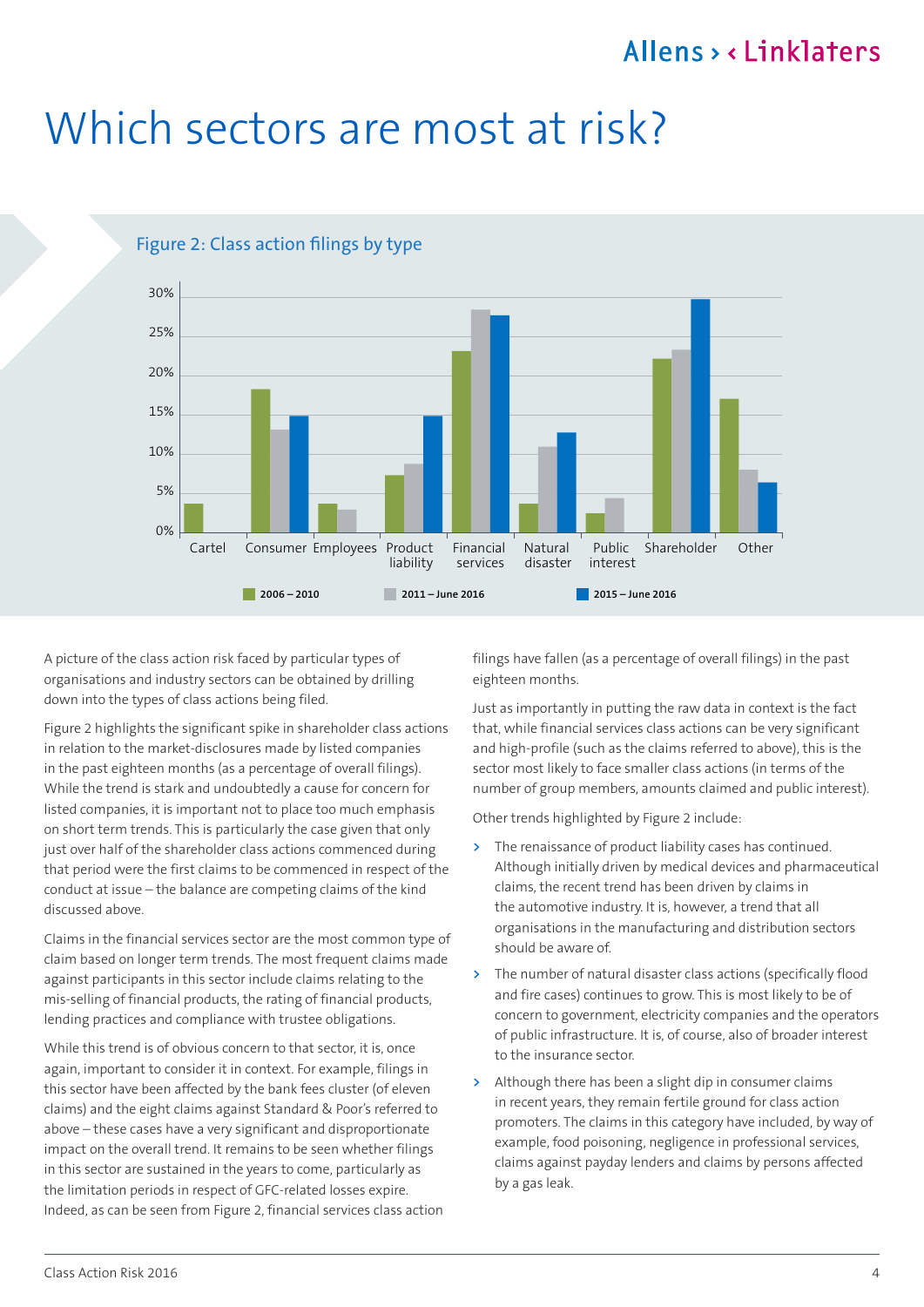# Which sectors are most at risk?

Figure 2: Class action filings by type

A picture of the class action risk faced by particular types of organisations and industry sectors can be obtained by drilling down into the types of class actions being filed.

Figure 2 highlights the significant spike in shareholder class actions in relation to the market-disclosures made by listed companies in the past eighteen months (as a percentage of overall filings). While the trend is stark and undoubtedly a cause for concern for listed companies, it is important not to place too much emphasis on short term trends. This is particularly the case given that only just over half of the shareholder class actions commenced during that period were the first claims to be commenced in respect of the conduct at issue – the balance are competing claims of the kind discussed above.

Claims in the financial services sector are the most common type of claim based on longer term trends. The most frequent claims made against participants in this sector include claims relating to the mis-selling of financial products, the rating of financial products, lending practices and compliance with trustee obligations.

While this trend is of obvious concern to that sector, it is, once again, important to consider it in context. For example, filings in this sector have been affected by the bank fees cluster (of eleven claims) and the eight claims against Standard & Poor's referred to above – these cases have a very significant and disproportionate impact on the overall trend. It remains to be seen whether filings in this sector are sustained in the years to come, particularly as the limitation periods in respect of GFC-related losses expire. Indeed, as can be seen from Figure 2, financial services class action filings have fallen (as a percentage of overall filings) in the past eighteen months.

Just as importantly in putting the raw data in context is the fact that, while financial services class actions can be very significant and high-profile (such as the claims referred to above), this is the sector most likely to face smaller class actions (in terms of the number of group members, amounts claimed and public interest).

Other trends highlighted by Figure 2 include:

- The renaissance of product liability cases has continued. Although initially driven by medical devices and pharmaceutical claims, the recent trend has been driven by claims in the automotive industry. It is, however, a trend that all organisations in the manufacturing and distribution sectors should be aware of.
- The number of natural disaster class actions (specifically flood and fire cases) continues to grow. This is most likely to be of concern to government, electricity companies and the operators of public infrastructure. It is, of course, also of broader interest to the insurance sector.
- Although there has been a slight dip in consumer claims in recent years, they remain fertile ground for class action promoters. The claims in this category have included, by way of example, food poisoning, negligence in professional services, claims against payday lenders and claims by persons affected by a gas leak.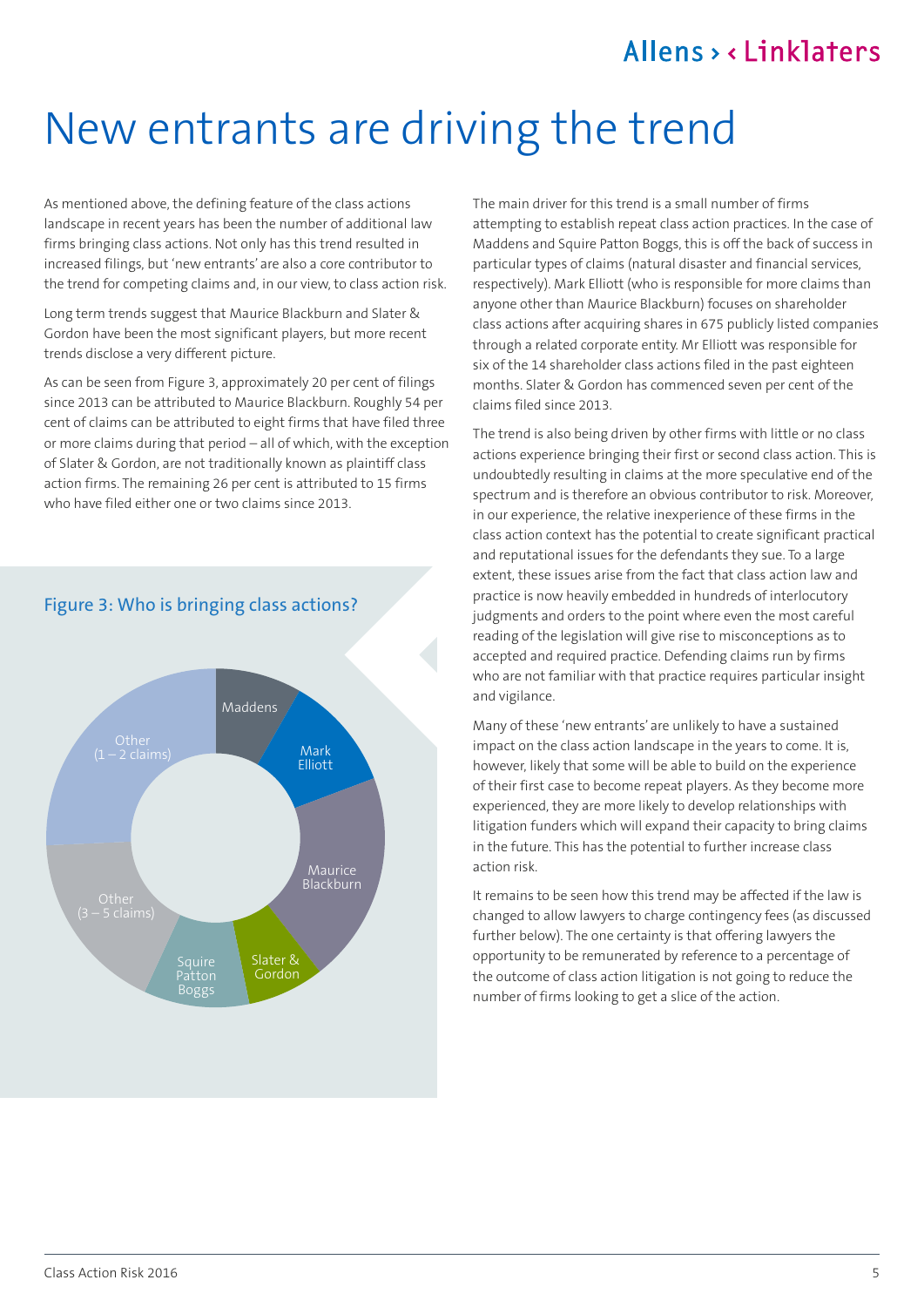# New entrants are driving the trend

As mentioned above, the defining feature of the class actions landscape in recent years has been the number of additional law firms bringing class actions. Not only has this trend resulted in increased filings, but 'new entrants' are also a core contributor to the trend for competing claims and, in our view, to class action risk.

Long term trends suggest that Maurice Blackburn and Slater & Gordon have been the most significant players, but more recent trends disclose a very different picture.

As can be seen from Figure 3, approximately 20 per cent of filings since 2013 can be attributed to Maurice Blackburn. Roughly 54 per cent of claims can be attributed to eight firms that have filed three or more claims during that period – all of which, with the exception of Slater & Gordon, are not traditionally known as plaintiff class action firms. The remaining 26 per cent is attributed to 15 firms who have filed either one or two claims since 2013.

## Figure 3: Who is bringing class actions?

Maddens

Mark Elliott

Maurice Blackburn

Slater & Gordon

Squire Patton Boggs

Other (3 – 5 claims)

Other (1 – 2 claims)

The main driver for this trend is a small number of firms attempting to establish repeat class action practices. In the case of Maddens and Squire Patton Boggs, this is off the back of success in particular types of claims (natural disaster and financial services, respectively). Mark Elliott (who is responsible for more claims than anyone other than Maurice Blackburn) focuses on shareholder class actions after acquiring shares in 675 publicly listed companies through a related corporate entity. Mr Elliott was responsible for six of the 14 shareholder class actions filed in the past eighteen months. Slater & Gordon has commenced seven per cent of the claims filed since 2013.

The trend is also being driven by other firms with little or no class actions experience bringing their first or second class action. This is undoubtedly resulting in claims at the more speculative end of the spectrum and is therefore an obvious contributor to risk. Moreover, in our experience, the relative inexperience of these firms in the class action context has the potential to create significant practical and reputational issues for the defendants they sue. To a large extent, these issues arise from the fact that class action law and practice is now heavily embedded in hundreds of interlocutory judgments and orders to the point where even the most careful reading of the legislation will give rise to misconceptions as to accepted and required practice. Defending claims run by firms who are not familiar with that practice requires particular insight and vigilance.

Many of these 'new entrants' are unlikely to have a sustained impact on the class action landscape in the years to come. It is, however, likely that some will be able to build on the experience of their first case to become repeat players. As they become more experienced, they are more likely to develop relationships with litigation funders which will expand their capacity to bring claims in the future. This has the potential to further increase class action risk.

It remains to be seen how this trend may be affected if the law is changed to allow lawyers to charge contingency fees (as discussed further below). The one certainty is that offering lawyers the opportunity to be remunerated by reference to a percentage of the outcome of class action litigation is not going to reduce the number of firms looking to get a slice of the action.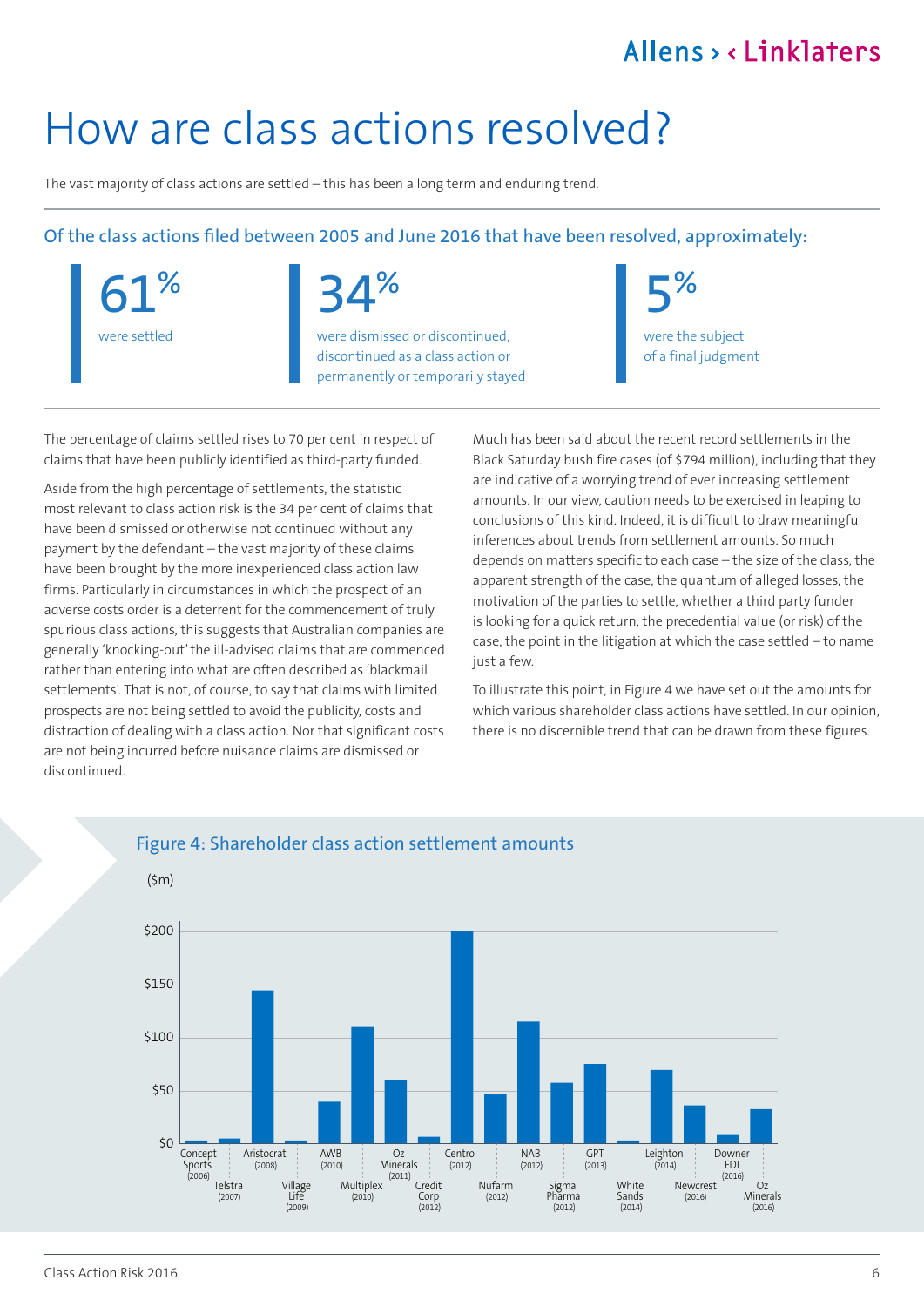# How are class actions resolved?

The vast majority of class actions are settled – this has been a long term and enduring trend.

## Of the class actions filed between 2005 and June 2016 that have been resolved, approximately:

**61%** were settled

**34%** were dismissed or discontinued, discontinued as a class action or permanently or temporarily stayed

**5%** were the subject of a final judgment

The percentage of claims settled rises to 70 per cent in respect of claims that have been publicly identified as third-party funded.

Aside from the high percentage of settlements, the statistic most relevant to class action risk is the 34 per cent of claims that have been dismissed or otherwise not continued without any payment by the defendant – the vast majority of these claims have been brought by the more inexperienced class action law firms. Particularly in circumstances in which the prospect of an adverse costs order is a deterrent for the commencement of truly spurious class actions, this suggests that Australian companies are generally 'knocking-out' the ill-advised claims that are commenced rather than entering into what are often described as 'blackmail settlements'. That is not, of course, to say that claims with limited prospects are not being settled to avoid the publicity, costs and distraction of dealing with a class action. Nor that significant costs are not being incurred before nuisance claims are dismissed or discontinued.

Much has been said about the recent record settlements in the Black Saturday bush fire cases (of $794 million), including that they are indicative of a worrying trend of ever increasing settlement amounts. In our view, caution needs to be exercised in leaping to conclusions of this kind. Indeed, it is difficult to draw meaningful inferences about trends from settlement amounts. So much depends on matters specific to each case – the size of the class, the apparent strength of the case, the quantum of alleged losses, the motivation of the parties to settle, whether a third party funder is looking for a quick return, the precedential value (or risk) of the case, the point in the litigation at which the case settled – to name just a few.

To illustrate this point, in Figure 4 we have set out the amounts for which various shareholder class actions have settled. In our opinion, there is no discernible trend that can be drawn from these figures.

## Figure 4: Shareholder class action settlement amounts

($m)

| Case | Settlement ($m, approx.) |
|---|---|
| Concept Sports (2006) | 3 |
| Telstra (2007) | 5 |
| Aristocrat (2008) | 145 |
| Village Life (2009) | 3 |
| AWB (2010) | 40 |
| Multiplex (2010) | 110 |
| Oz Minerals (2011) | 60 |
| Credit Corp (2012) | 7 |
| Centro (2012) | 200 |
| Nufarm (2012) | 46 |
| NAB (2012) | 115 |
| Sigma Pharma (2012) | 57 |
| GPT (2013) | 75 |
| White Sands (2014) | 3 |
| Leighton (2014) | 69 |
| Newcrest (2016) | 36 |
| Downer EDI (2016) | 8 |
| Oz Minerals (2016) | 32 |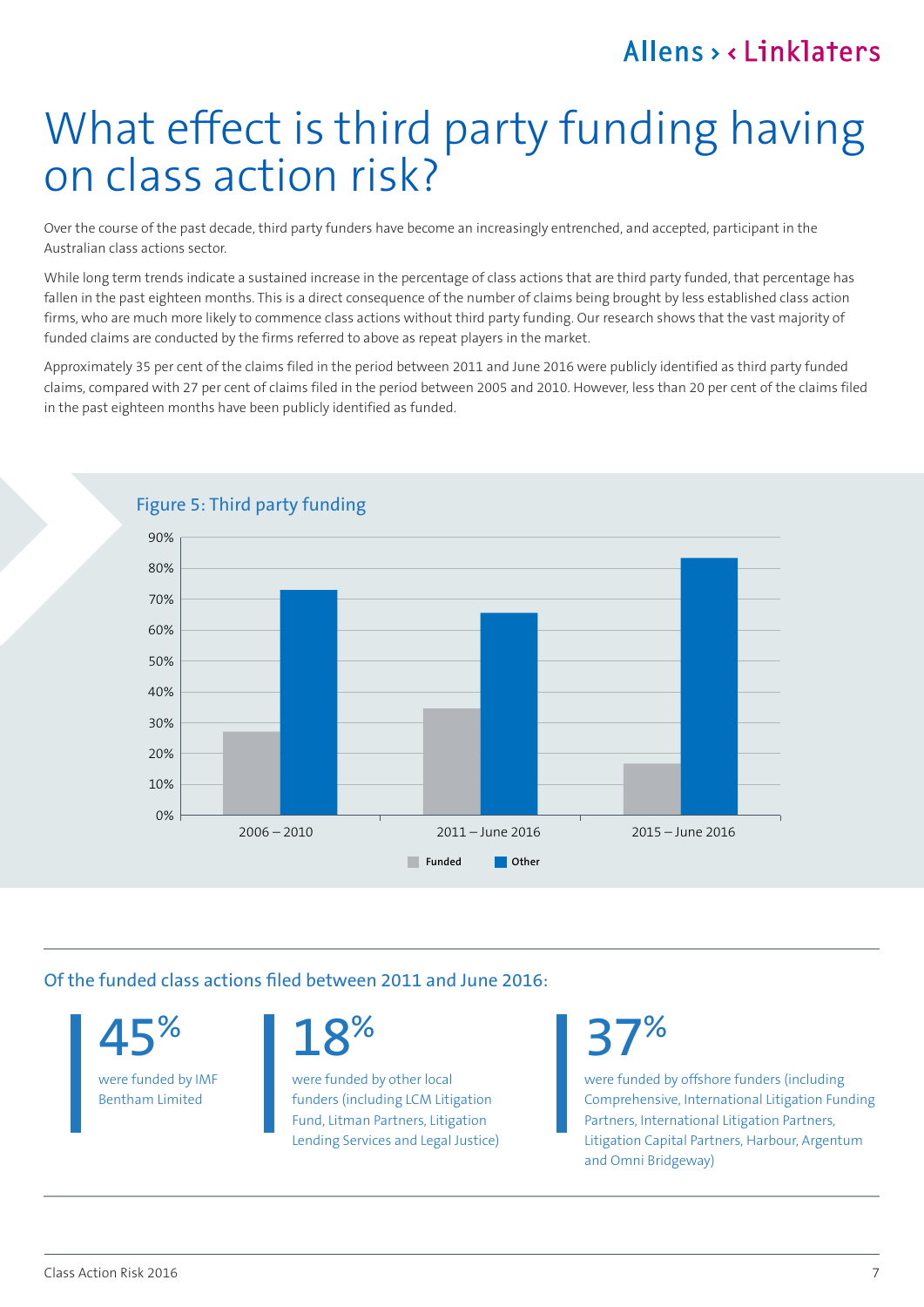# What effect is third party funding having on class action risk?

Over the course of the past decade, third party funders have become an increasingly entrenched, and accepted, participant in the Australian class actions sector.

While long term trends indicate a sustained increase in the percentage of class actions that are third party funded, that percentage has fallen in the past eighteen months. This is a direct consequence of the number of claims being brought by less established class action firms, who are much more likely to commence class actions without third party funding. Our research shows that the vast majority of funded claims are conducted by the firms referred to above as repeat players in the market.

Approximately 35 per cent of the claims filed in the period between 2011 and June 2016 were publicly identified as third party funded claims, compared with 27 per cent of claims filed in the period between 2005 and 2010. However, less than 20 per cent of the claims filed in the past eighteen months have been publicly identified as funded.

## Figure 5: Third party funding

| Period | Funded | Other |
| --- | --- | --- |
| 2006 – 2010 | ~27% | ~73% |
| 2011 – June 2016 | ~35% | ~65% |
| 2015 – June 2016 | ~17% | ~83% |

## Of the funded class actions filed between 2011 and June 2016:

**45%** were funded by IMF Bentham Limited

**18%** were funded by other local funders (including LCM Litigation Fund, Litman Partners, Litigation Lending Services and Legal Justice)

**37%** were funded by offshore funders (including Comprehensive, International Litigation Funding Partners, International Litigation Partners, Litigation Capital Partners, Harbour, Argentum and Omni Bridgeway)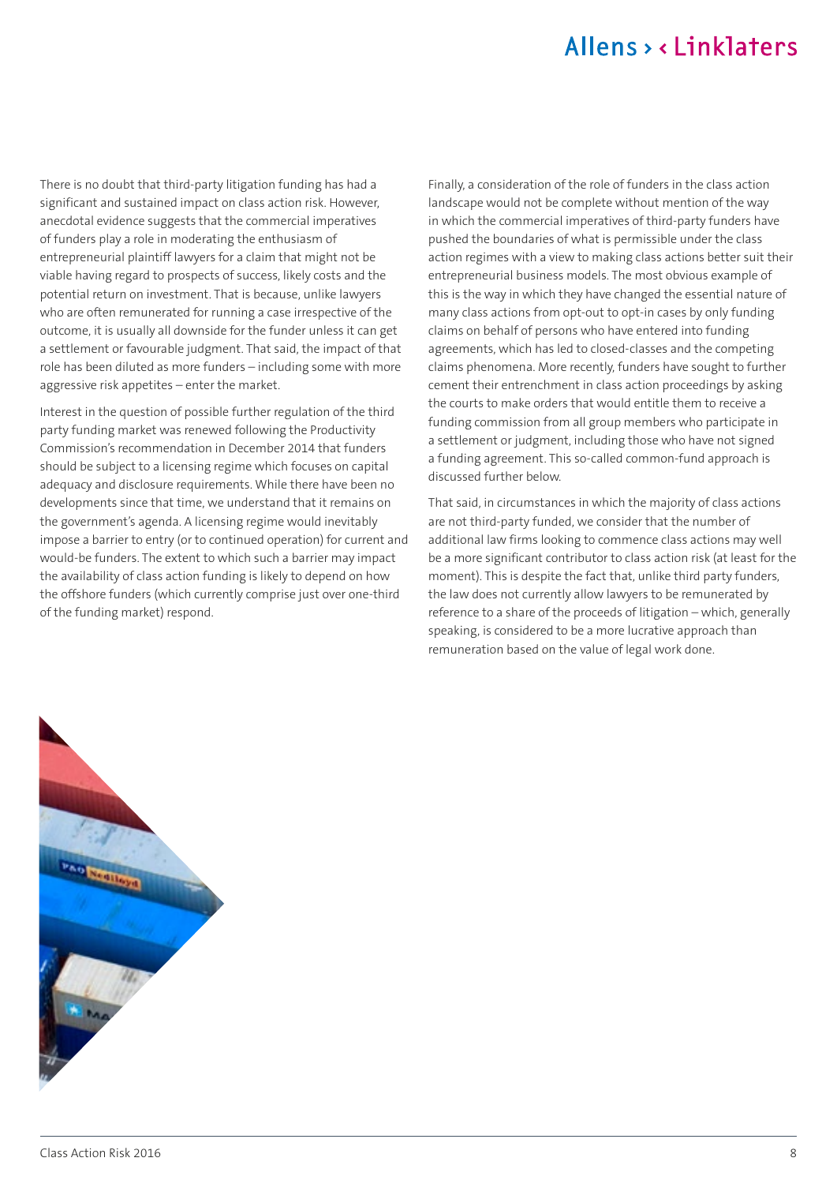There is no doubt that third-party litigation funding has had a significant and sustained impact on class action risk. However, anecdotal evidence suggests that the commercial imperatives of funders play a role in moderating the enthusiasm of entrepreneurial plaintiff lawyers for a claim that might not be viable having regard to prospects of success, likely costs and the potential return on investment. That is because, unlike lawyers who are often remunerated for running a case irrespective of the outcome, it is usually all downside for the funder unless it can get a settlement or favourable judgment. That said, the impact of that role has been diluted as more funders – including some with more aggressive risk appetites – enter the market.

Interest in the question of possible further regulation of the third party funding market was renewed following the Productivity Commission's recommendation in December 2014 that funders should be subject to a licensing regime which focuses on capital adequacy and disclosure requirements. While there have been no developments since that time, we understand that it remains on the government's agenda. A licensing regime would inevitably impose a barrier to entry (or to continued operation) for current and would-be funders. The extent to which such a barrier may impact the availability of class action funding is likely to depend on how the offshore funders (which currently comprise just over one-third of the funding market) respond.

Finally, a consideration of the role of funders in the class action landscape would not be complete without mention of the way in which the commercial imperatives of third-party funders have pushed the boundaries of what is permissible under the class action regimes with a view to making class actions better suit their entrepreneurial business models. The most obvious example of this is the way in which they have changed the essential nature of many class actions from opt-out to opt-in cases by only funding claims on behalf of persons who have entered into funding agreements, which has led to closed-classes and the competing claims phenomena. More recently, funders have sought to further cement their entrenchment in class action proceedings by asking the courts to make orders that would entitle them to receive a funding commission from all group members who participate in a settlement or judgment, including those who have not signed a funding agreement. This so-called common-fund approach is discussed further below.

That said, in circumstances in which the majority of class actions are not third-party funded, we consider that the number of additional law firms looking to commence class actions may well be a more significant contributor to class action risk (at least for the moment). This is despite the fact that, unlike third party funders, the law does not currently allow lawyers to be remunerated by reference to a share of the proceeds of litigation – which, generally speaking, is considered to be a more lucrative approach than remuneration based on the value of legal work done.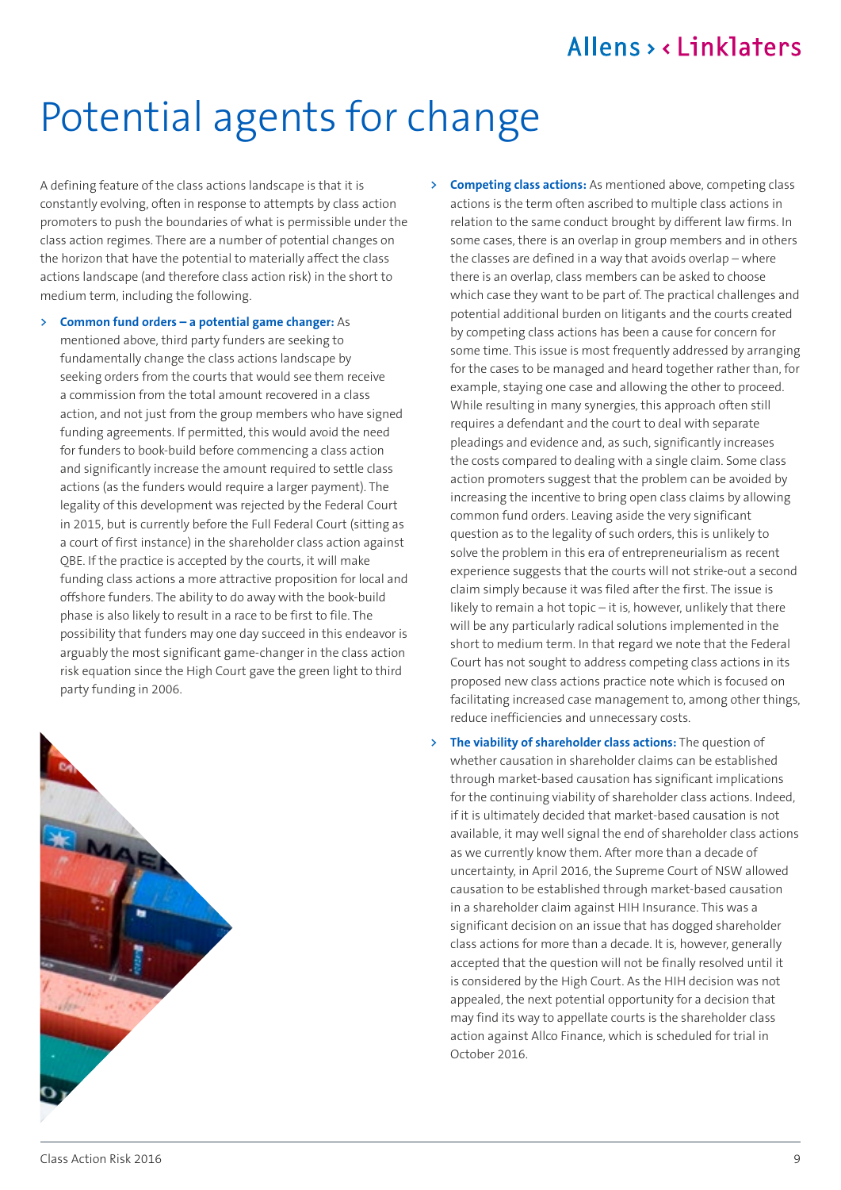# Potential agents for change

A defining feature of the class actions landscape is that it is constantly evolving, often in response to attempts by class action promoters to push the boundaries of what is permissible under the class action regimes. There are a number of potential changes on the horizon that have the potential to materially affect the class actions landscape (and therefore class action risk) in the short to medium term, including the following.

- **Common fund orders – a potential game changer:** As mentioned above, third party funders are seeking to fundamentally change the class actions landscape by seeking orders from the courts that would see them receive a commission from the total amount recovered in a class action, and not just from the group members who have signed funding agreements. If permitted, this would avoid the need for funders to book-build before commencing a class action and significantly increase the amount required to settle class actions (as the funders would require a larger payment). The legality of this development was rejected by the Federal Court in 2015, but is currently before the Full Federal Court (sitting as a court of first instance) in the shareholder class action against QBE. If the practice is accepted by the courts, it will make funding class actions a more attractive proposition for local and offshore funders. The ability to do away with the book-build phase is also likely to result in a race to be first to file. The possibility that funders may one day succeed in this endeavor is arguably the most significant game-changer in the class action risk equation since the High Court gave the green light to third party funding in 2006.

- **Competing class actions:** As mentioned above, competing class actions is the term often ascribed to multiple class actions in relation to the same conduct brought by different law firms. In some cases, there is an overlap in group members and in others the classes are defined in a way that avoids overlap – where there is an overlap, class members can be asked to choose which case they want to be part of. The practical challenges and potential additional burden on litigants and the courts created by competing class actions has been a cause for concern for some time. This issue is most frequently addressed by arranging for the cases to be managed and heard together rather than, for example, staying one case and allowing the other to proceed. While resulting in many synergies, this approach often still requires a defendant and the court to deal with separate pleadings and evidence and, as such, significantly increases the costs compared to dealing with a single claim. Some class action promoters suggest that the problem can be avoided by increasing the incentive to bring open class claims by allowing common fund orders. Leaving aside the very significant question as to the legality of such orders, this is unlikely to solve the problem in this era of entrepreneurialism as recent experience suggests that the courts will not strike-out a second claim simply because it was filed after the first. The issue is likely to remain a hot topic – it is, however, unlikely that there will be any particularly radical solutions implemented in the short to medium term. In that regard we note that the Federal Court has not sought to address competing class actions in its proposed new class actions practice note which is focused on facilitating increased case management to, among other things, reduce inefficiencies and unnecessary costs.

- **The viability of shareholder class actions:** The question of whether causation in shareholder claims can be established through market-based causation has significant implications for the continuing viability of shareholder class actions. Indeed, if it is ultimately decided that market-based causation is not available, it may well signal the end of shareholder class actions as we currently know them. After more than a decade of uncertainty, in April 2016, the Supreme Court of NSW allowed causation to be established through market-based causation in a shareholder claim against HIH Insurance. This was a significant decision on an issue that has dogged shareholder class actions for more than a decade. It is, however, generally accepted that the question will not be finally resolved until it is considered by the High Court. As the HIH decision was not appealed, the next potential opportunity for a decision that may find its way to appellate courts is the shareholder class action against Allco Finance, which is scheduled for trial in October 2016.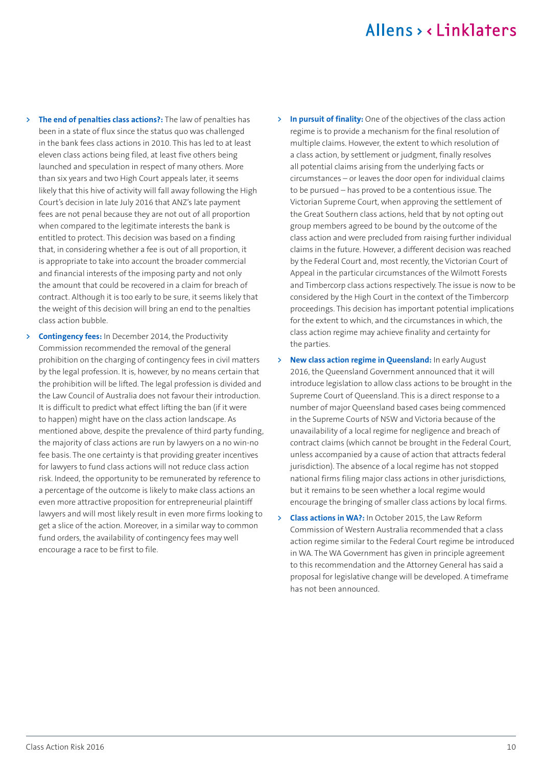- **The end of penalties class actions?:** The law of penalties has been in a state of flux since the status quo was challenged in the bank fees class actions in 2010. This has led to at least eleven class actions being filed, at least five others being launched and speculation in respect of many others. More than six years and two High Court appeals later, it seems likely that this hive of activity will fall away following the High Court's decision in late July 2016 that ANZ's late payment fees are not penal because they are not out of all proportion when compared to the legitimate interests the bank is entitled to protect. This decision was based on a finding that, in considering whether a fee is out of all proportion, it is appropriate to take into account the broader commercial and financial interests of the imposing party and not only the amount that could be recovered in a claim for breach of contract. Although it is too early to be sure, it seems likely that the weight of this decision will bring an end to the penalties class action bubble.
- **Contingency fees:** In December 2014, the Productivity Commission recommended the removal of the general prohibition on the charging of contingency fees in civil matters by the legal profession. It is, however, by no means certain that the prohibition will be lifted. The legal profession is divided and the Law Council of Australia does not favour their introduction. It is difficult to predict what effect lifting the ban (if it were to happen) might have on the class action landscape. As mentioned above, despite the prevalence of third party funding, the majority of class actions are run by lawyers on a no win-no fee basis. The one certainty is that providing greater incentives for lawyers to fund class actions will not reduce class action risk. Indeed, the opportunity to be remunerated by reference to a percentage of the outcome is likely to make class actions an even more attractive proposition for entrepreneurial plaintiff lawyers and will most likely result in even more firms looking to get a slice of the action. Moreover, in a similar way to common fund orders, the availability of contingency fees may well encourage a race to be first to file.
- **In pursuit of finality:** One of the objectives of the class action regime is to provide a mechanism for the final resolution of multiple claims. However, the extent to which resolution of a class action, by settlement or judgment, finally resolves all potential claims arising from the underlying facts or circumstances – or leaves the door open for individual claims to be pursued – has proved to be a contentious issue. The Victorian Supreme Court, when approving the settlement of the Great Southern class actions, held that by not opting out group members agreed to be bound by the outcome of the class action and were precluded from raising further individual claims in the future. However, a different decision was reached by the Federal Court and, most recently, the Victorian Court of Appeal in the particular circumstances of the Wilmott Forests and Timbercorp class actions respectively. The issue is now to be considered by the High Court in the context of the Timbercorp proceedings. This decision has important potential implications for the extent to which, and the circumstances in which, the class action regime may achieve finality and certainty for the parties.
- **New class action regime in Queensland:** In early August 2016, the Queensland Government announced that it will introduce legislation to allow class actions to be brought in the Supreme Court of Queensland. This is a direct response to a number of major Queensland based cases being commenced in the Supreme Courts of NSW and Victoria because of the unavailability of a local regime for negligence and breach of contract claims (which cannot be brought in the Federal Court, unless accompanied by a cause of action that attracts federal jurisdiction). The absence of a local regime has not stopped national firms filing major class actions in other jurisdictions, but it remains to be seen whether a local regime would encourage the bringing of smaller class actions by local firms.
- **Class actions in WA?:** In October 2015, the Law Reform Commission of Western Australia recommended that a class action regime similar to the Federal Court regime be introduced in WA. The WA Government has given in principle agreement to this recommendation and the Attorney General has said a proposal for legislative change will be developed. A timeframe has not been announced.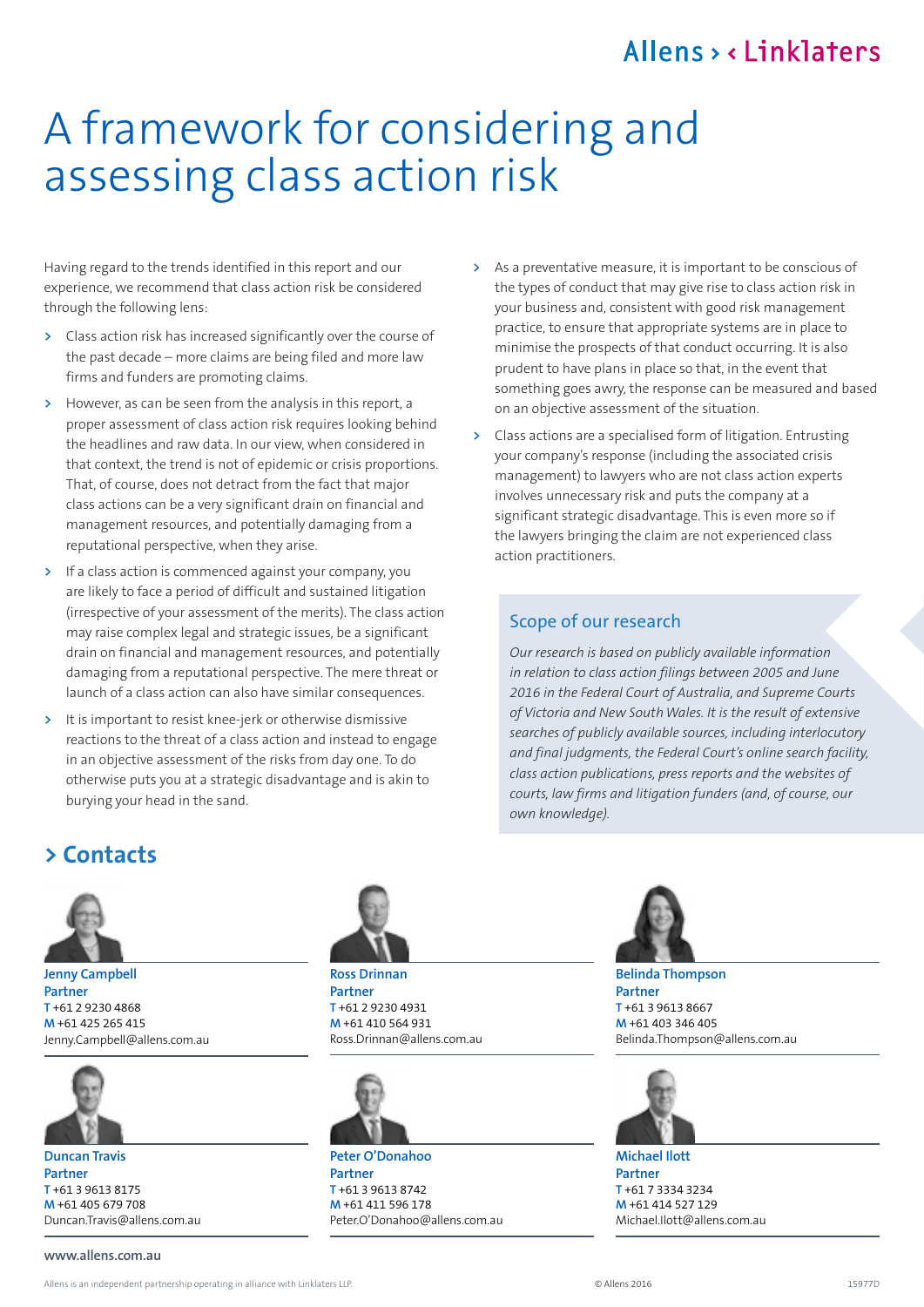Allens > < Linklaters

# A framework for considering and assessing class action risk

Having regard to the trends identified in this report and our experience, we recommend that class action risk be considered through the following lens:

- Class action risk has increased significantly over the course of the past decade – more claims are being filed and more law firms and funders are promoting claims.
- However, as can be seen from the analysis in this report, a proper assessment of class action risk requires looking behind the headlines and raw data. In our view, when considered in that context, the trend is not of epidemic or crisis proportions. That, of course, does not detract from the fact that major class actions can be a very significant drain on financial and management resources, and potentially damaging from a reputational perspective, when they arise.
- If a class action is commenced against your company, you are likely to face a period of difficult and sustained litigation (irrespective of your assessment of the merits). The class action may raise complex legal and strategic issues, be a significant drain on financial and management resources, and potentially damaging from a reputational perspective. The mere threat or launch of a class action can also have similar consequences.
- It is important to resist knee-jerk or otherwise dismissive reactions to the threat of a class action and instead to engage in an objective assessment of the risks from day one. To do otherwise puts you at a strategic disadvantage and is akin to burying your head in the sand.
- As a preventative measure, it is important to be conscious of the types of conduct that may give rise to class action risk in your business and, consistent with good risk management practice, to ensure that appropriate systems are in place to minimise the prospects of that conduct occurring. It is also prudent to have plans in place so that, in the event that something goes awry, the response can be measured and based on an objective assessment of the situation.
- Class actions are a specialised form of litigation. Entrusting your company's response (including the associated crisis management) to lawyers who are not class action experts involves unnecessary risk and puts the company at a significant strategic disadvantage. This is even more so if the lawyers bringing the claim are not experienced class action practitioners.

### Scope of our research

*Our research is based on publicly available information in relation to class action filings between 2005 and June 2016 in the Federal Court of Australia, and Supreme Courts of Victoria and New South Wales. It is the result of extensive searches of publicly available sources, including interlocutory and final judgments, the Federal Court's online search facility, class action publications, press reports and the websites of courts, law firms and litigation funders (and, of course, our own knowledge).*

## > Contacts

**Jenny Campbell**
**Partner**
T +61 2 9230 4868
M +61 425 265 415
Jenny.Campbell@allens.com.au

**Ross Drinnan**
**Partner**
T +61 2 9230 4931
M +61 410 564 931
Ross.Drinnan@allens.com.au

**Belinda Thompson**
**Partner**
T +61 3 9613 8667
M +61 403 346 405
Belinda.Thompson@allens.com.au

**Duncan Travis**
**Partner**
T +61 3 9613 8175
M +61 405 679 708
Duncan.Travis@allens.com.au

**Peter O'Donahoo**
**Partner**
T +61 3 9613 8742
M +61 411 596 178
Peter.O'Donahoo@allens.com.au

**Michael Ilott**
**Partner**
T +61 7 3334 3234
M +61 414 527 129
Michael.Ilott@allens.com.au

www.allens.com.au

Allens is an independent partnership operating in alliance with Linklaters LLP. © Allens 2016 15977D